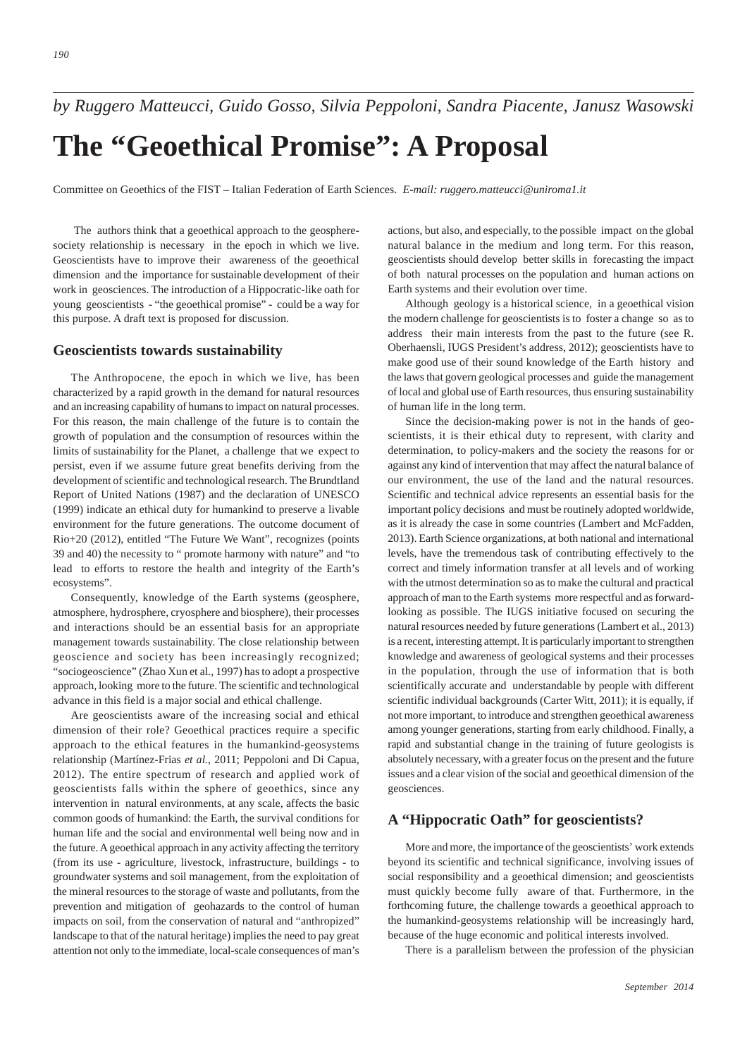*by Ruggero Matteucci, Guido Gosso, Silvia Peppoloni, Sandra Piacente, Janusz Wasowski*

# The “Geoethical Promise”: A Proposal

Committee on Geoethics of the FIST – Italian Federation of Earth Sciences. *E-mail: ruggero.matteucci@uniroma1.it*

The authors think that a geoethical approach to the geosphere-society relationship is necessary in the epoch in which we live. Geoscientists have to improve their awareness of the geoethical dimension and the importance for sustainable development of their work in geosciences. The introduction of a Hippocratic-like oath for young geoscientists - “the geoethical promise” - could be a way for this purpose. A draft text is proposed for discussion.

## Geoscientists towards sustainability

The Anthropocene, the epoch in which we live, has been characterized by a rapid growth in the demand for natural resources and an increasing capability of humans to impact on natural processes. For this reason, the main challenge of the future is to contain the growth of population and the consumption of resources within the limits of sustainability for the Planet, a challenge that we expect to persist, even if we assume future great benefits deriving from the development of scientific and technological research. The Brundtland Report of United Nations (1987) and the declaration of UNESCO (1999) indicate an ethical duty for humankind to preserve a livable environment for the future generations. The outcome document of Rio+20 (2012), entitled “The Future We Want”, recognizes (points 39 and 40) the necessity to “ promote harmony with nature” and “to lead to efforts to restore the health and integrity of the Earth’s ecosystems”.

Consequently, knowledge of the Earth systems (geosphere, atmosphere, hydrosphere, cryosphere and biosphere), their processes and interactions should be an essential basis for an appropriate management towards sustainability. The close relationship between geoscience and society has been increasingly recognized; “sociogeoscience” (Zhao Xun et al., 1997) has to adopt a prospective approach, looking more to the future. The scientific and technological advance in this field is a major social and ethical challenge.

Are geoscientists aware of the increasing social and ethical dimension of their role? Geoethical practices require a specific approach to the ethical features in the humankind-geosystems relationship (Martínez-Frias *et al.*, 2011; Peppoloni and Di Capua, 2012). The entire spectrum of research and applied work of geoscientists falls within the sphere of geoethics, since any intervention in natural environments, at any scale, affects the basic common goods of humankind: the Earth, the survival conditions for human life and the social and environmental well being now and in the future. A geoethical approach in any activity affecting the territory (from its use - agriculture, livestock, infrastructure, buildings - to groundwater systems and soil management, from the exploitation of the mineral resources to the storage of waste and pollutants, from the prevention and mitigation of geohazards to the control of human impacts on soil, from the conservation of natural and “anthropized” landscape to that of the natural heritage) implies the need to pay great attention not only to the immediate, local-scale consequences of man’s actions, but also, and especially, to the possible impact on the global natural balance in the medium and long term. For this reason, geoscientists should develop better skills in forecasting the impact of both natural processes on the population and human actions on Earth systems and their evolution over time.

Although geology is a historical science, in a geoethical vision the modern challenge for geoscientists is to foster a change so as to address their main interests from the past to the future (see R. Oberhaensli, IUGS President’s address, 2012); geoscientists have to make good use of their sound knowledge of the Earth history and the laws that govern geological processes and guide the management of local and global use of Earth resources, thus ensuring sustainability of human life in the long term.

Since the decision-making power is not in the hands of geoscientists, it is their ethical duty to represent, with clarity and determination, to policy-makers and the society the reasons for or against any kind of intervention that may affect the natural balance of our environment, the use of the land and the natural resources. Scientific and technical advice represents an essential basis for the important policy decisions and must be routinely adopted worldwide, as it is already the case in some countries (Lambert and McFadden, 2013). Earth Science organizations, at both national and international levels, have the tremendous task of contributing effectively to the correct and timely information transfer at all levels and of working with the utmost determination so as to make the cultural and practical approach of man to the Earth systems more respectful and as forward-looking as possible. The IUGS initiative focused on securing the natural resources needed by future generations (Lambert et al., 2013) is a recent, interesting attempt. It is particularly important to strengthen knowledge and awareness of geological systems and their processes in the population, through the use of information that is both scientifically accurate and understandable by people with different scientific individual backgrounds (Carter Witt, 2011); it is equally, if not more important, to introduce and strengthen geoethical awareness among younger generations, starting from early childhood. Finally, a rapid and substantial change in the training of future geologists is absolutely necessary, with a greater focus on the present and the future issues and a clear vision of the social and geoethical dimension of the geosciences.

## A “Hippocratic Oath” for geoscientists?

More and more, the importance of the geoscientists’ work extends beyond its scientific and technical significance, involving issues of social responsibility and a geoethical dimension; and geoscientists must quickly become fully aware of that. Furthermore, in the forthcoming future, the challenge towards a geoethical approach to the humankind-geosystems relationship will be increasingly hard, because of the huge economic and political interests involved.

There is a parallelism between the profession of the physician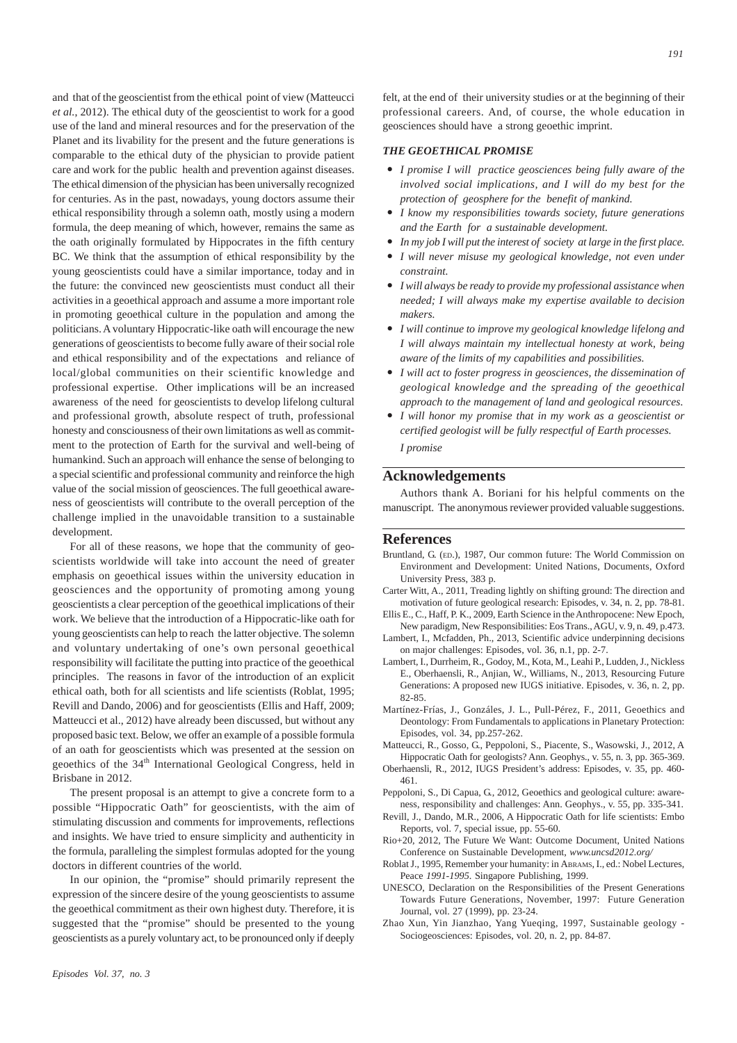and that of the geoscientist from the ethical point of view (Matteucci *et al.*, 2012). The ethical duty of the geoscientist to work for a good use of the land and mineral resources and for the preservation of the Planet and its livability for the present and the future generations is comparable to the ethical duty of the physician to provide patient care and work for the public health and prevention against diseases. The ethical dimension of the physician has been universally recognized for centuries. As in the past, nowadays, young doctors assume their ethical responsibility through a solemn oath, mostly using a modern formula, the deep meaning of which, however, remains the same as the oath originally formulated by Hippocrates in the fifth century BC. We think that the assumption of ethical responsibility by the young geoscientists could have a similar importance, today and in the future: the convinced new geoscientists must conduct all their activities in a geoethical approach and assume a more important role in promoting geoethical culture in the population and among the politicians. A voluntary Hippocratic-like oath will encourage the new generations of geoscientists to become fully aware of their social role and ethical responsibility and of the expectations and reliance of local/global communities on their scientific knowledge and professional expertise. Other implications will be an increased awareness of the need for geoscientists to develop lifelong cultural and professional growth, absolute respect of truth, professional honesty and consciousness of their own limitations as well as commitment to the protection of Earth for the survival and well-being of humankind. Such an approach will enhance the sense of belonging to a special scientific and professional community and reinforce the high value of the social mission of geosciences. The full geoethical awareness of geoscientists will contribute to the overall perception of the challenge implied in the unavoidable transition to a sustainable development.

For all of these reasons, we hope that the community of geoscientists worldwide will take into account the need of greater emphasis on geoethical issues within the university education in geosciences and the opportunity of promoting among young geoscientists a clear perception of the geoethical implications of their work. We believe that the introduction of a Hippocratic-like oath for young geoscientists can help to reach the latter objective. The solemn and voluntary undertaking of one's own personal geoethical responsibility will facilitate the putting into practice of the geoethical principles. The reasons in favor of the introduction of an explicit ethical oath, both for all scientists and life scientists (Roblat, 1995; Revill and Dando, 2006) and for geoscientists (Ellis and Haff, 2009; Matteucci et al., 2012) have already been discussed, but without any proposed basic text. Below, we offer an example of a possible formula of an oath for geoscientists which was presented at the session on geoethics of the 34th International Geological Congress, held in Brisbane in 2012.

The present proposal is an attempt to give a concrete form to a possible "Hippocratic Oath" for geoscientists, with the aim of stimulating discussion and comments for improvements, reflections and insights. We have tried to ensure simplicity and authenticity in the formula, paralleling the simplest formulas adopted for the young doctors in different countries of the world.

In our opinion, the "promise" should primarily represent the expression of the sincere desire of the young geoscientists to assume the geoethical commitment as their own highest duty. Therefore, it is suggested that the "promise" should be presented to the young geoscientists as a purely voluntary act, to be pronounced only if deeply felt, at the end of their university studies or at the beginning of their professional careers. And, of course, the whole education in geosciences should have a strong geoethic imprint.

### *THE GEOETHICAL PROMISE*

- *I promise I will practice geosciences being fully aware of the involved social implications, and I will do my best for the protection of geosphere for the benefit of mankind.*
- *I know my responsibilities towards society, future generations and the Earth for a sustainable development.*
- *In my job I will put the interest of society at large in the first place.*
- *I will never misuse my geological knowledge, not even under constraint.*
- *I will always be ready to provide my professional assistance when needed; I will always make my expertise available to decision makers.*
- *I will continue to improve my geological knowledge lifelong and I will always maintain my intellectual honesty at work, being aware of the limits of my capabilities and possibilities.*
- *I will act to foster progress in geosciences, the dissemination of geological knowledge and the spreading of the geoethical approach to the management of land and geological resources.*
- *I will honor my promise that in my work as a geoscientist or certified geologist will be fully respectful of Earth processes.*

*I promise*

## Acknowledgements

Authors thank A. Boriani for his helpful comments on the manuscript. The anonymous reviewer provided valuable suggestions.

## References

Bruntland, G. (ED.), 1987, Our common future: The World Commission on Environment and Development: United Nations, Documents, Oxford University Press, 383 p.

Carter Witt, A., 2011, Treading lightly on shifting ground: The direction and motivation of future geological research: Episodes, v. 34, n. 2, pp. 78-81.

Ellis E., C., Haff, P. K., 2009, Earth Science in the Anthropocene: New Epoch, New paradigm, New Responsibilities: Eos Trans., AGU, v. 9, n. 49, p.473.

Lambert, I., Mcfadden, Ph., 2013, Scientific advice underpinning decisions on major challenges: Episodes, vol. 36, n.1, pp. 2-7.

Lambert, I., Durrheim, R., Godoy, M., Kota, M., Leahi P., Ludden, J., Nickless E., Oberhaensli, R., Anjian, W., Williams, N., 2013, Resourcing Future Generations: A proposed new IUGS initiative. Episodes, v. 36, n. 2, pp. 82-85.

Martínez-Frías, J., Gonzáles, J. L., Pull-Pérez, F., 2011, Geoethics and Deontology: From Fundamentals to applications in Planetary Protection: Episodes, vol. 34, pp.257-262.

Matteucci, R., Gosso, G., Peppoloni, S., Piacente, S., Wasowski, J., 2012, A Hippocratic Oath for geologists? Ann. Geophys., v. 55, n. 3, pp. 365-369.

Oberhaensli, R., 2012, IUGS President's address: Episodes, v. 35, pp. 460-461.

Peppoloni, S., Di Capua, G., 2012, Geoethics and geological culture: awareness, responsibility and challenges: Ann. Geophys., v. 55, pp. 335-341.

Revill, J., Dando, M.R., 2006, A Hippocratic Oath for life scientists: Embo Reports, vol. 7, special issue, pp. 55-60.

Rio+20, 2012, The Future We Want: Outcome Document, United Nations Conference on Sustainable Development, *www.uncsd2012.org/*

Roblat J., 1995, Remember your humanity: in ABRAMS, I., ed.: Nobel Lectures, Peace *1991-1995*. Singapore Publishing, 1999.

UNESCO, Declaration on the Responsibilities of the Present Generations Towards Future Generations, November, 1997: Future Generation Journal, vol. 27 (1999), pp. 23-24.

Zhao Xun, Yin Jianzhao, Yang Yueqing, 1997, Sustainable geology - Sociogeosciences: Episodes, vol. 20, n. 2, pp. 84-87.